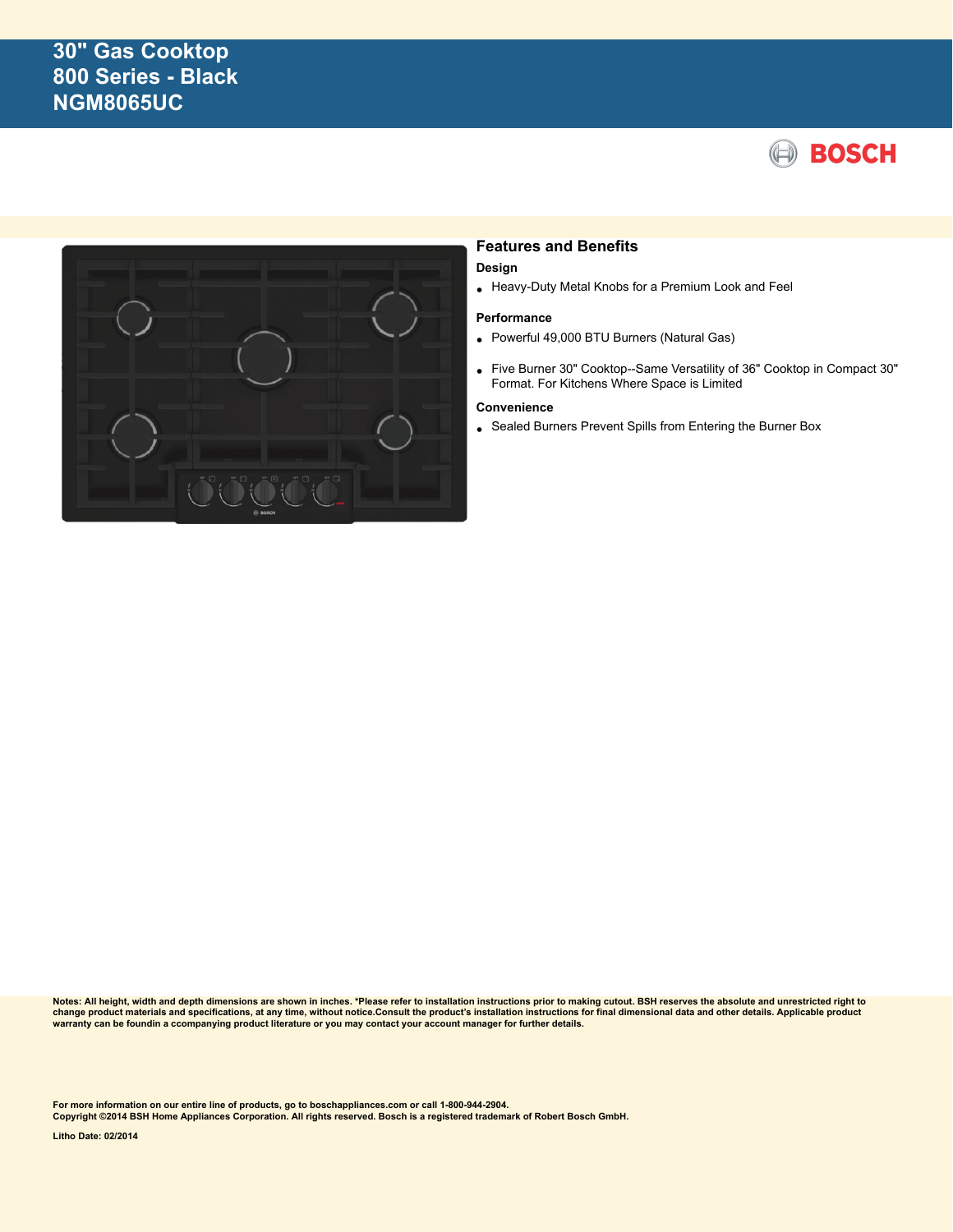# 30" Gas Cooktop
# 800 Series - Black
# NGM8065UC

BOSCH

## Features and Benefits

### Design

- Heavy-Duty Metal Knobs for a Premium Look and Feel

### Performance

- Powerful 49,000 BTU Burners (Natural Gas)
- Five Burner 30" Cooktop--Same Versatility of 36" Cooktop in Compact 30" Format. For Kitchens Where Space is Limited

### Convenience

- Sealed Burners Prevent Spills from Entering the Burner Box

**Notes: All height, width and depth dimensions are shown in inches. *Please refer to installation instructions prior to making cutout. BSH reserves the absolute and unrestricted right to change product materials and specifications, at any time, without notice.Consult the product's installation instructions for final dimensional data and other details. Applicable product warranty can be foundin a ccompanying product literature or you may contact your account manager for further details.**

**For more information on our entire line of products, go to boschappliances.com or call 1-800-944-2904.**
**Copyright ©2014 BSH Home Appliances Corporation. All rights reserved. Bosch is a registered trademark of Robert Bosch GmbH.**

**Litho Date: 02/2014**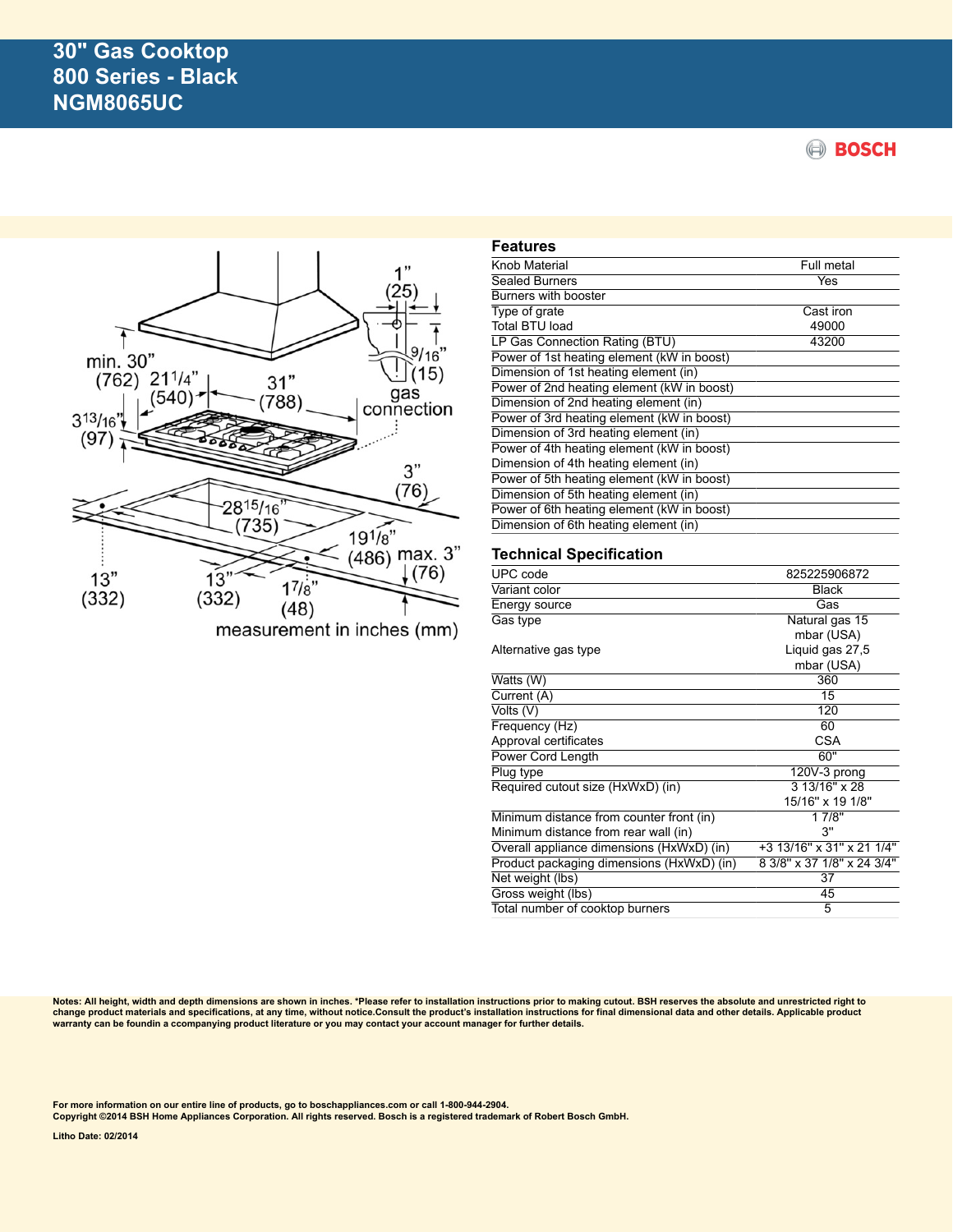# 30" Gas Cooktop
# 800 Series - Black
# NGM8065UC

BOSCH

min. 30"
(762)
21 1/4"
(540)
31"
(788)
1"
(25)
9/16"
(15)
gas
connection
3 13/16"
(97)
3"
(76)
28 15/16"
(735)
19 1/8"
(486)
max. 3"
(76)
13"
(332)
13"
(332)
1 7/8"
(48)
measurement in inches (mm)

## Features

| | |
|---|---|
| Knob Material | Full metal |
| Sealed Burners | Yes |
| Burners with booster | |
| Type of grate | Cast iron |
| Total BTU load | 49000 |
| LP Gas Connection Rating (BTU) | 43200 |
| Power of 1st heating element (kW in boost) | |
| Dimension of 1st heating element (in) | |
| Power of 2nd heating element (kW in boost) | |
| Dimension of 2nd heating element (in) | |
| Power of 3rd heating element (kW in boost) | |
| Dimension of 3rd heating element (in) | |
| Power of 4th heating element (kW in boost) | |
| Dimension of 4th heating element (in) | |
| Power of 5th heating element (kW in boost) | |
| Dimension of 5th heating element (in) | |
| Power of 6th heating element (kW in boost) | |
| Dimension of 6th heating element (in) | |

## Technical Specification

| | |
|---|---|
| UPC code | 825225906872 |
| Variant color | Black |
| Energy source | Gas |
| Gas type | Natural gas 15 mbar (USA) |
| Alternative gas type | Liquid gas 27,5 mbar (USA) |
| Watts (W) | 360 |
| Current (A) | 15 |
| Volts (V) | 120 |
| Frequency (Hz) | 60 |
| Approval certificates | CSA |
| Power Cord Length | 60" |
| Plug type | 120V-3 prong |
| Required cutout size (HxWxD) (in) | 3 13/16" x 28 15/16" x 19 1/8" |
| Minimum distance from counter front (in) | 1 7/8" |
| Minimum distance from rear wall (in) | 3" |
| Overall appliance dimensions (HxWxD) (in) | +3 13/16" x 31" x 21 1/4" |
| Product packaging dimensions (HxWxD) (in) | 8 3/8" x 37 1/8" x 24 3/4" |
| Net weight (lbs) | 37 |
| Gross weight (lbs) | 45 |
| Total number of cooktop burners | 5 |

**Notes: All height, width and depth dimensions are shown in inches. *Please refer to installation instructions prior to making cutout. BSH reserves the absolute and unrestricted right to change product materials and specifications, at any time, without notice.Consult the product's installation instructions for final dimensional data and other details. Applicable product warranty can be foundin a ccompanying product literature or you may contact your account manager for further details.**

**For more information on our entire line of products, go to boschappliances.com or call 1-800-944-2904.**
**Copyright ©2014 BSH Home Appliances Corporation. All rights reserved. Bosch is a registered trademark of Robert Bosch GmbH.**

**Litho Date: 02/2014**